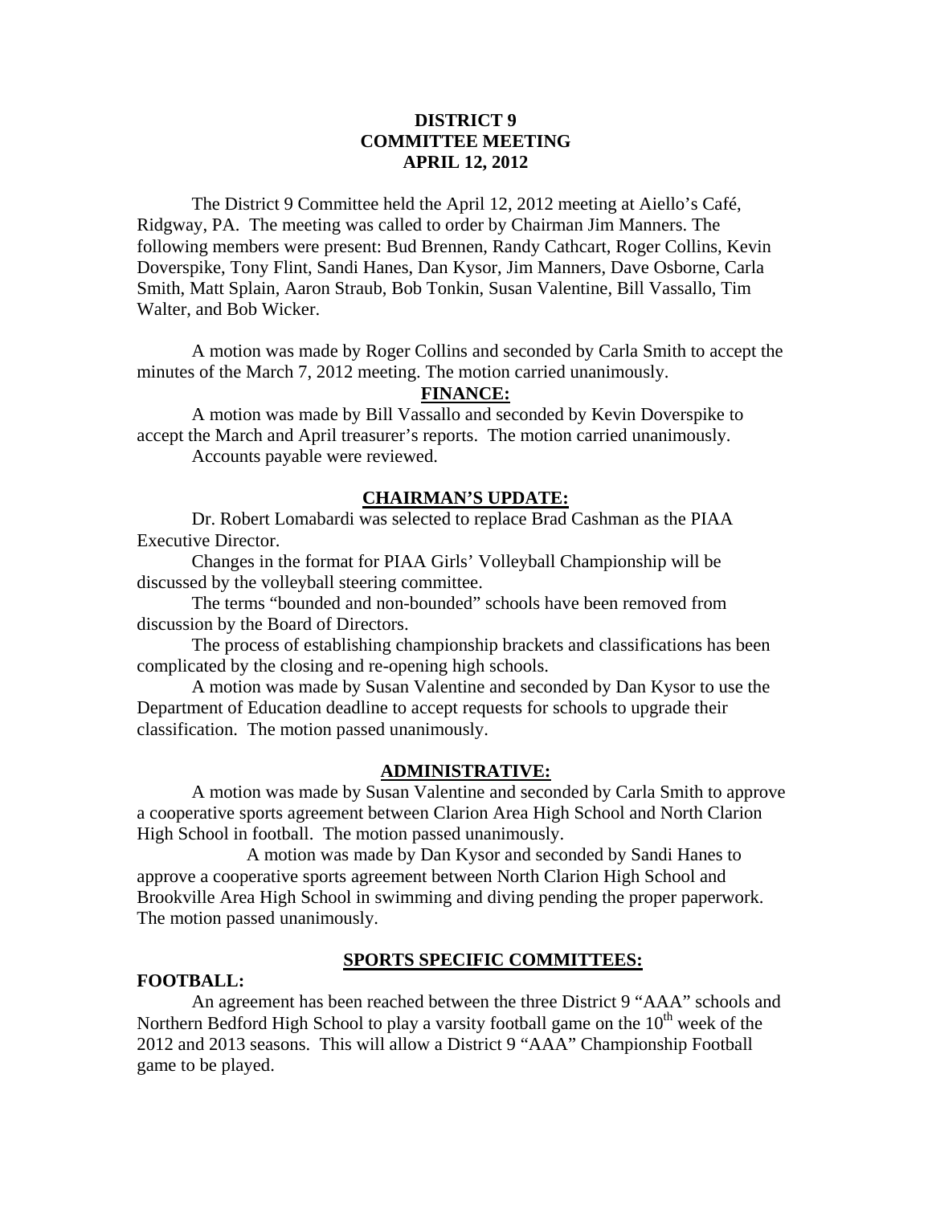**DISTRICT 9**
**COMMITTEE MEETING**
**APRIL 12, 2012**

The District 9 Committee held the April 12, 2012 meeting at Aiello's Café, Ridgway, PA. The meeting was called to order by Chairman Jim Manners. The following members were present: Bud Brennen, Randy Cathcart, Roger Collins, Kevin Doverspike, Tony Flint, Sandi Hanes, Dan Kysor, Jim Manners, Dave Osborne, Carla Smith, Matt Splain, Aaron Straub, Bob Tonkin, Susan Valentine, Bill Vassallo, Tim Walter, and Bob Wicker.

A motion was made by Roger Collins and seconded by Carla Smith to accept the minutes of the March 7, 2012 meeting. The motion carried unanimously.

**FINANCE:**

A motion was made by Bill Vassallo and seconded by Kevin Doverspike to accept the March and April treasurer's reports. The motion carried unanimously.

Accounts payable were reviewed.

**CHAIRMAN'S UPDATE:**

Dr. Robert Lomabardi was selected to replace Brad Cashman as the PIAA Executive Director.

Changes in the format for PIAA Girls' Volleyball Championship will be discussed by the volleyball steering committee.

The terms "bounded and non-bounded" schools have been removed from discussion by the Board of Directors.

The process of establishing championship brackets and classifications has been complicated by the closing and re-opening high schools.

A motion was made by Susan Valentine and seconded by Dan Kysor to use the Department of Education deadline to accept requests for schools to upgrade their classification. The motion passed unanimously.

**ADMINISTRATIVE:**

A motion was made by Susan Valentine and seconded by Carla Smith to approve a cooperative sports agreement between Clarion Area High School and North Clarion High School in football. The motion passed unanimously.

A motion was made by Dan Kysor and seconded by Sandi Hanes to approve a cooperative sports agreement between North Clarion High School and Brookville Area High School in swimming and diving pending the proper paperwork. The motion passed unanimously.

**SPORTS SPECIFIC COMMITTEES:**

**FOOTBALL:**

An agreement has been reached between the three District 9 "AAA" schools and Northern Bedford High School to play a varsity football game on the 10th week of the 2012 and 2013 seasons. This will allow a District 9 "AAA" Championship Football game to be played.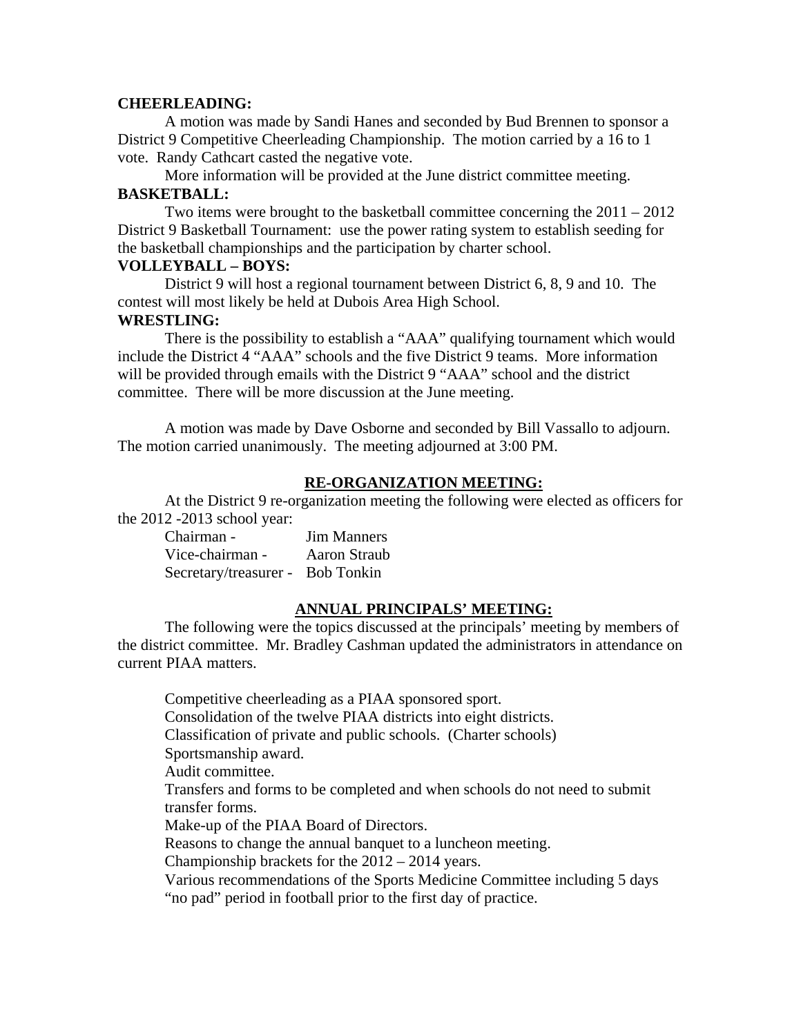**CHEERLEADING:**

A motion was made by Sandi Hanes and seconded by Bud Brennen to sponsor a District 9 Competitive Cheerleading Championship. The motion carried by a 16 to 1 vote. Randy Cathcart casted the negative vote.

More information will be provided at the June district committee meeting.

**BASKETBALL:**

Two items were brought to the basketball committee concerning the 2011 – 2012 District 9 Basketball Tournament: use the power rating system to establish seeding for the basketball championships and the participation by charter school.

**VOLLEYBALL – BOYS:**

District 9 will host a regional tournament between District 6, 8, 9 and 10. The contest will most likely be held at Dubois Area High School.

**WRESTLING:**

There is the possibility to establish a "AAA" qualifying tournament which would include the District 4 "AAA" schools and the five District 9 teams. More information will be provided through emails with the District 9 "AAA" school and the district committee. There will be more discussion at the June meeting.

A motion was made by Dave Osborne and seconded by Bill Vassallo to adjourn. The motion carried unanimously. The meeting adjourned at 3:00 PM.

## RE-ORGANIZATION MEETING:

At the District 9 re-organization meeting the following were elected as officers for the 2012 -2013 school year:

Chairman - Jim Manners
Vice-chairman - Aaron Straub
Secretary/treasurer - Bob Tonkin

## ANNUAL PRINCIPALS' MEETING:

The following were the topics discussed at the principals' meeting by members of the district committee. Mr. Bradley Cashman updated the administrators in attendance on current PIAA matters.

Competitive cheerleading as a PIAA sponsored sport.
Consolidation of the twelve PIAA districts into eight districts.
Classification of private and public schools. (Charter schools)
Sportsmanship award.
Audit committee.
Transfers and forms to be completed and when schools do not need to submit transfer forms.
Make-up of the PIAA Board of Directors.
Reasons to change the annual banquet to a luncheon meeting.
Championship brackets for the 2012 – 2014 years.
Various recommendations of the Sports Medicine Committee including 5 days "no pad" period in football prior to the first day of practice.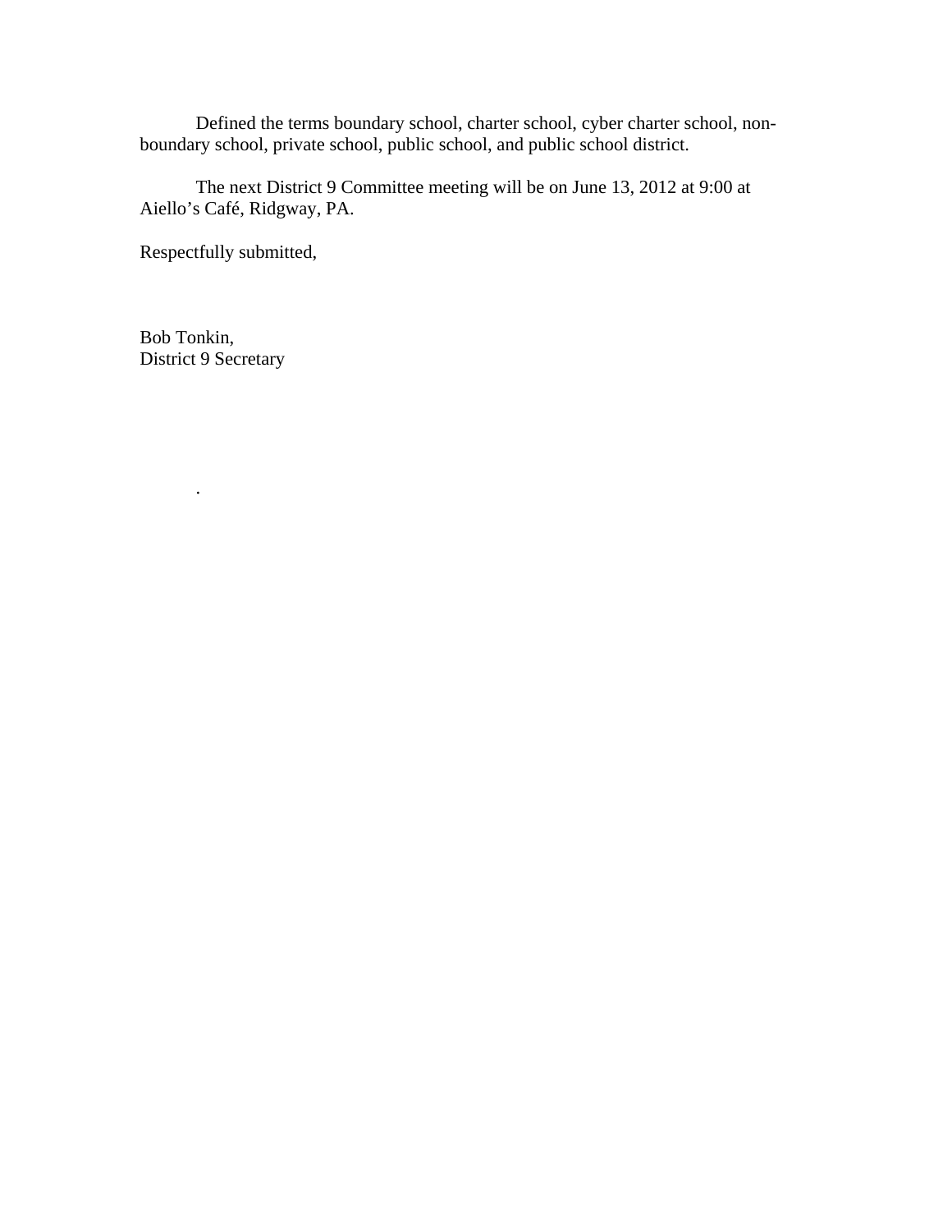Defined the terms boundary school, charter school, cyber charter school, non-boundary school, private school, public school, and public school district.

The next District 9 Committee meeting will be on June 13, 2012 at 9:00 at Aiello's Café, Ridgway, PA.

Respectfully submitted,

Bob Tonkin,
District 9 Secretary

.